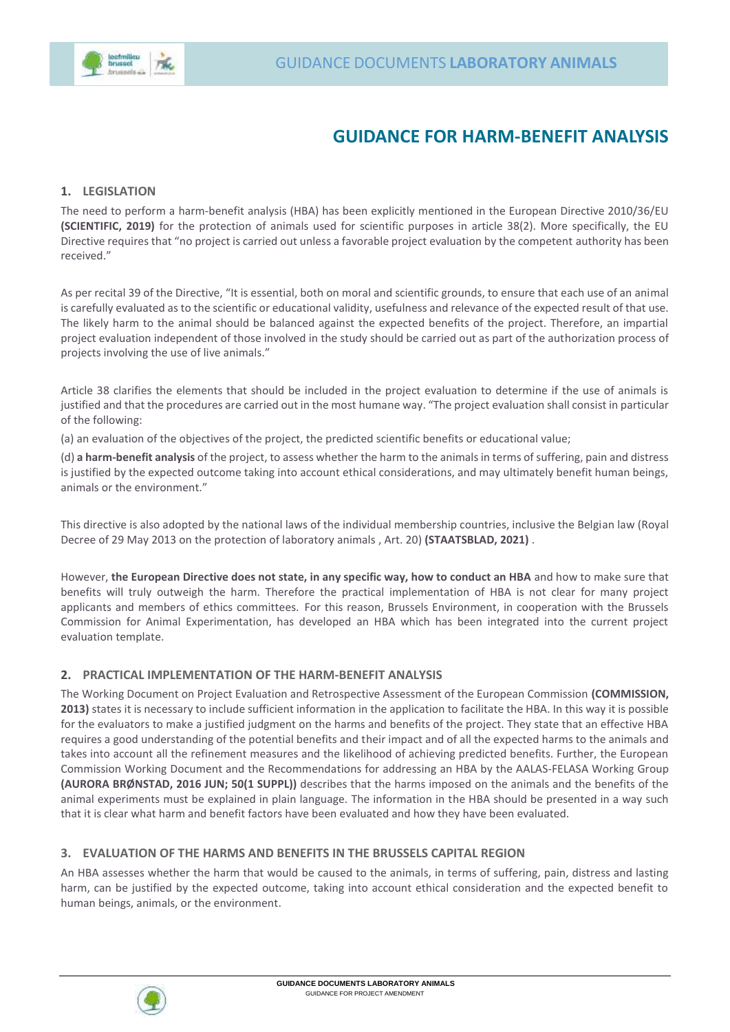# GUIDANCE FOR HARM-BENEFIT ANALYSIS

## 1. LEGISLATION

The need to perform a harm-benefit analysis (HBA) has been explicitly mentioned in the European Directive 2010/36/EU **(SCIENTIFIC, 2019)** for the protection of animals used for scientific purposes in article 38(2). More specifically, the EU Directive requires that "no project is carried out unless a favorable project evaluation by the competent authority has been received."

As per recital 39 of the Directive, "It is essential, both on moral and scientific grounds, to ensure that each use of an animal is carefully evaluated as to the scientific or educational validity, usefulness and relevance of the expected result of that use. The likely harm to the animal should be balanced against the expected benefits of the project. Therefore, an impartial project evaluation independent of those involved in the study should be carried out as part of the authorization process of projects involving the use of live animals."

Article 38 clarifies the elements that should be included in the project evaluation to determine if the use of animals is justified and that the procedures are carried out in the most humane way. "The project evaluation shall consist in particular of the following:

(a) an evaluation of the objectives of the project, the predicted scientific benefits or educational value;

(d) **a harm-benefit analysis** of the project, to assess whether the harm to the animals in terms of suffering, pain and distress is justified by the expected outcome taking into account ethical considerations, and may ultimately benefit human beings, animals or the environment."

This directive is also adopted by the national laws of the individual membership countries, inclusive the Belgian law (Royal Decree of 29 May 2013 on the protection of laboratory animals , Art. 20) **(STAATSBLAD, 2021)** .

However, **the European Directive does not state, in any specific way, how to conduct an HBA** and how to make sure that benefits will truly outweigh the harm. Therefore the practical implementation of HBA is not clear for many project applicants and members of ethics committees. For this reason, Brussels Environment, in cooperation with the Brussels Commission for Animal Experimentation, has developed an HBA which has been integrated into the current project evaluation template.

## 2. PRACTICAL IMPLEMENTATION OF THE HARM-BENEFIT ANALYSIS

The Working Document on Project Evaluation and Retrospective Assessment of the European Commission **(COMMISSION, 2013)** states it is necessary to include sufficient information in the application to facilitate the HBA. In this way it is possible for the evaluators to make a justified judgment on the harms and benefits of the project. They state that an effective HBA requires a good understanding of the potential benefits and their impact and of all the expected harms to the animals and takes into account all the refinement measures and the likelihood of achieving predicted benefits. Further, the European Commission Working Document and the Recommendations for addressing an HBA by the AALAS-FELASA Working Group **(AURORA BRØNSTAD, 2016 JUN; 50(1 SUPPL))** describes that the harms imposed on the animals and the benefits of the animal experiments must be explained in plain language. The information in the HBA should be presented in a way such that it is clear what harm and benefit factors have been evaluated and how they have been evaluated.

## 3. EVALUATION OF THE HARMS AND BENEFITS IN THE BRUSSELS CAPITAL REGION

An HBA assesses whether the harm that would be caused to the animals, in terms of suffering, pain, distress and lasting harm, can be justified by the expected outcome, taking into account ethical consideration and the expected benefit to human beings, animals, or the environment.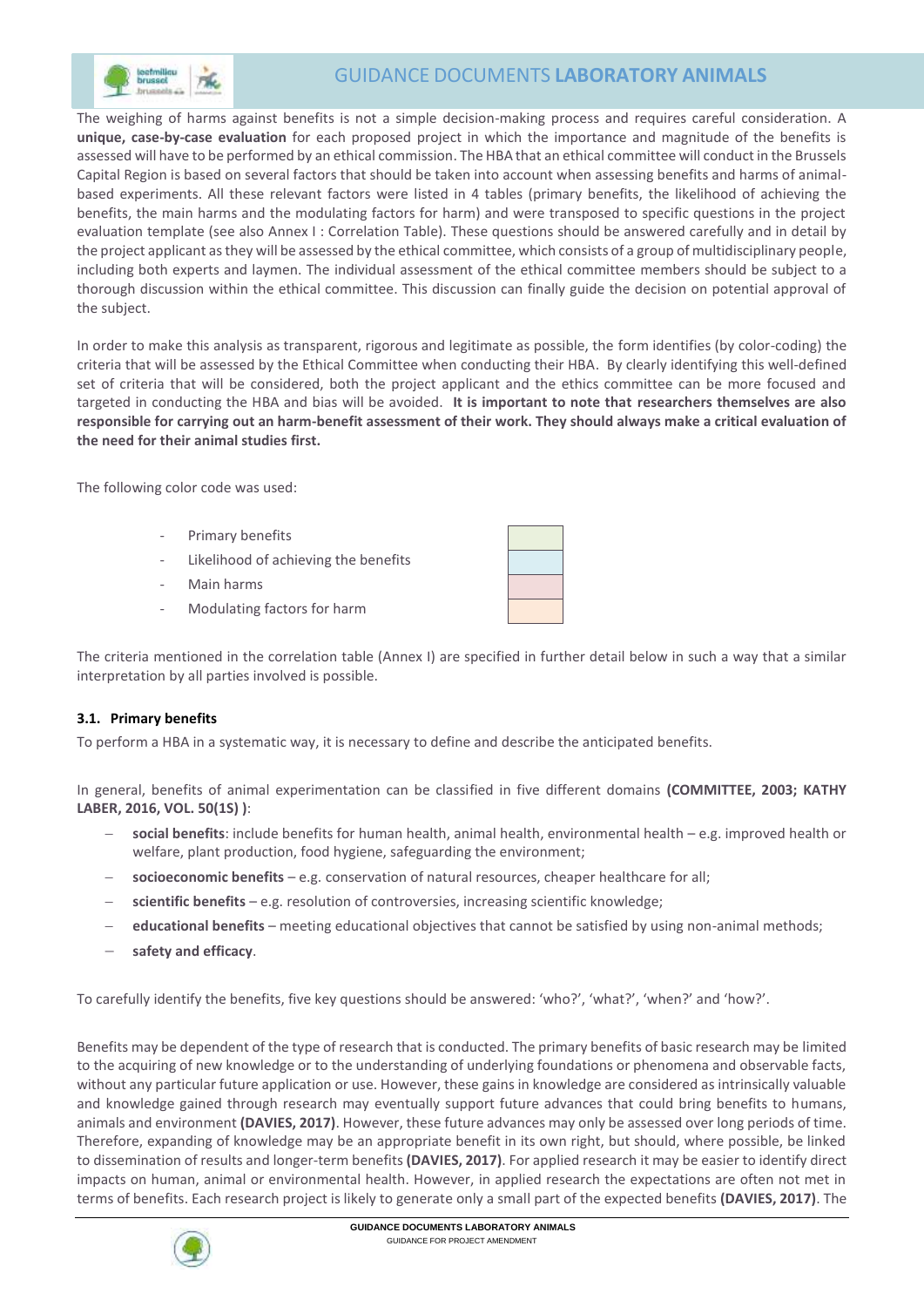The weighing of harms against benefits is not a simple decision-making process and requires careful consideration. A **unique, case-by-case evaluation** for each proposed project in which the importance and magnitude of the benefits is assessed will have to be performed by an ethical commission. The HBA that an ethical committee will conduct in the Brussels Capital Region is based on several factors that should be taken into account when assessing benefits and harms of animal-based experiments. All these relevant factors were listed in 4 tables (primary benefits, the likelihood of achieving the benefits, the main harms and the modulating factors for harm) and were transposed to specific questions in the project evaluation template (see also Annex I : Correlation Table). These questions should be answered carefully and in detail by the project applicant as they will be assessed by the ethical committee, which consists of a group of multidisciplinary people, including both experts and laymen. The individual assessment of the ethical committee members should be subject to a thorough discussion within the ethical committee. This discussion can finally guide the decision on potential approval of the subject.

In order to make this analysis as transparent, rigorous and legitimate as possible, the form identifies (by color-coding) the criteria that will be assessed by the Ethical Committee when conducting their HBA. By clearly identifying this well-defined set of criteria that will be considered, both the project applicant and the ethics committee can be more focused and targeted in conducting the HBA and bias will be avoided. **It is important to note that researchers themselves are also responsible for carrying out an harm-benefit assessment of their work. They should always make a critical evaluation of the need for their animal studies first.**

The following color code was used:

- Primary benefits
- Likelihood of achieving the benefits
- Main harms
- Modulating factors for harm

The criteria mentioned in the correlation table (Annex I) are specified in further detail below in such a way that a similar interpretation by all parties involved is possible.

### 3.1. Primary benefits

To perform a HBA in a systematic way, it is necessary to define and describe the anticipated benefits.

In general, benefits of animal experimentation can be classified in five different domains **(COMMITTEE, 2003; KATHY LABER, 2016, VOL. 50(1S) )**:

- **social benefits**: include benefits for human health, animal health, environmental health – e.g. improved health or welfare, plant production, food hygiene, safeguarding the environment;
- **socioeconomic benefits** – e.g. conservation of natural resources, cheaper healthcare for all;
- **scientific benefits** – e.g. resolution of controversies, increasing scientific knowledge;
- **educational benefits** – meeting educational objectives that cannot be satisfied by using non-animal methods;
- **safety and efficacy**.

To carefully identify the benefits, five key questions should be answered: 'who?', 'what?', 'when?' and 'how?'.

Benefits may be dependent of the type of research that is conducted. The primary benefits of basic research may be limited to the acquiring of new knowledge or to the understanding of underlying foundations or phenomena and observable facts, without any particular future application or use. However, these gains in knowledge are considered as intrinsically valuable and knowledge gained through research may eventually support future advances that could bring benefits to humans, animals and environment **(DAVIES, 2017)**. However, these future advances may only be assessed over long periods of time. Therefore, expanding of knowledge may be an appropriate benefit in its own right, but should, where possible, be linked to dissemination of results and longer-term benefits **(DAVIES, 2017)**. For applied research it may be easier to identify direct impacts on human, animal or environmental health. However, in applied research the expectations are often not met in terms of benefits. Each research project is likely to generate only a small part of the expected benefits **(DAVIES, 2017)**. The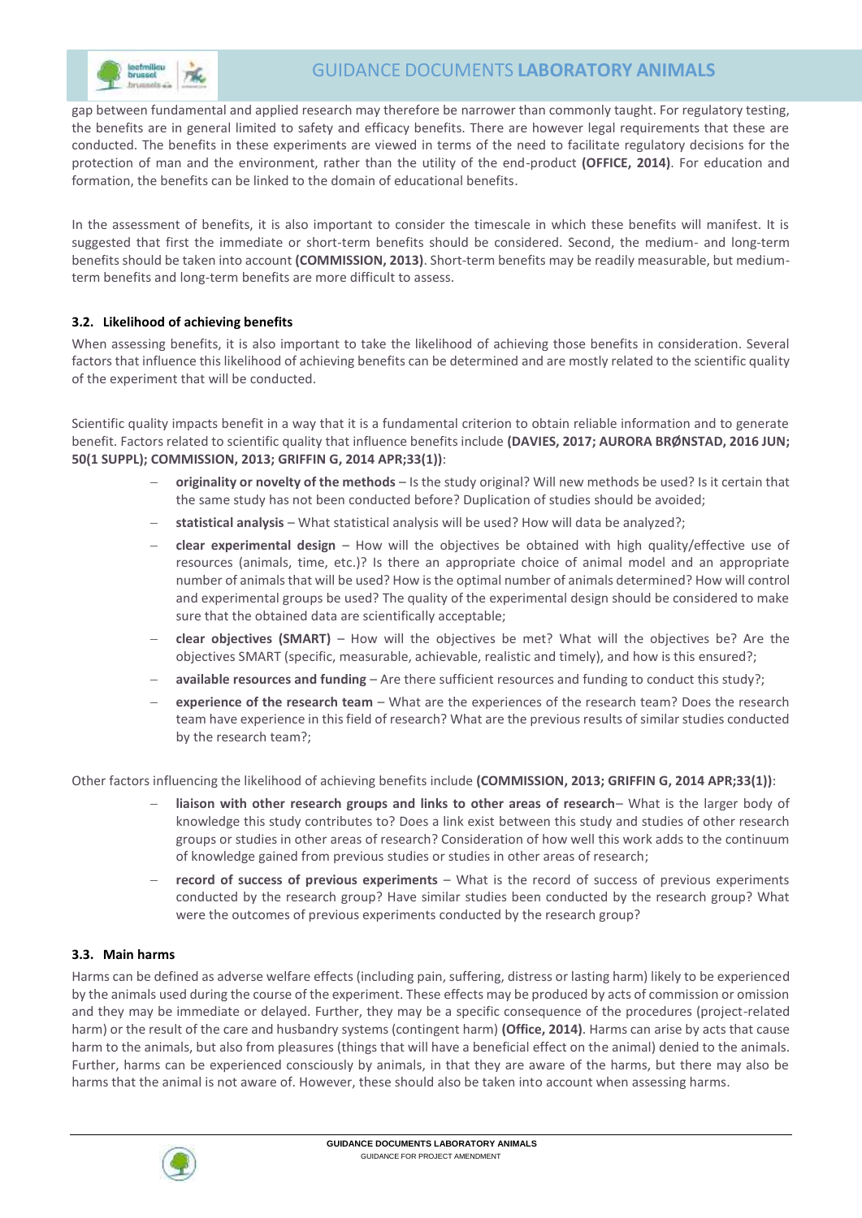gap between fundamental and applied research may therefore be narrower than commonly taught. For regulatory testing, the benefits are in general limited to safety and efficacy benefits. There are however legal requirements that these are conducted. The benefits in these experiments are viewed in terms of the need to facilitate regulatory decisions for the protection of man and the environment, rather than the utility of the end-product **(OFFICE, 2014)**. For education and formation, the benefits can be linked to the domain of educational benefits.

In the assessment of benefits, it is also important to consider the timescale in which these benefits will manifest. It is suggested that first the immediate or short-term benefits should be considered. Second, the medium- and long-term benefits should be taken into account **(COMMISSION, 2013)**. Short-term benefits may be readily measurable, but medium-term benefits and long-term benefits are more difficult to assess.

### 3.2. Likelihood of achieving benefits

When assessing benefits, it is also important to take the likelihood of achieving those benefits in consideration. Several factors that influence this likelihood of achieving benefits can be determined and are mostly related to the scientific quality of the experiment that will be conducted.

Scientific quality impacts benefit in a way that it is a fundamental criterion to obtain reliable information and to generate benefit. Factors related to scientific quality that influence benefits include **(DAVIES, 2017; AURORA BRØNSTAD, 2016 JUN; 50(1 SUPPL); COMMISSION, 2013; GRIFFIN G, 2014 APR;33(1))**:

- **originality or novelty of the methods** – Is the study original? Will new methods be used? Is it certain that the same study has not been conducted before? Duplication of studies should be avoided;
- **statistical analysis** – What statistical analysis will be used? How will data be analyzed?;
- **clear experimental design** – How will the objectives be obtained with high quality/effective use of resources (animals, time, etc.)? Is there an appropriate choice of animal model and an appropriate number of animals that will be used? How is the optimal number of animals determined? How will control and experimental groups be used? The quality of the experimental design should be considered to make sure that the obtained data are scientifically acceptable;
- **clear objectives (SMART)** – How will the objectives be met? What will the objectives be? Are the objectives SMART (specific, measurable, achievable, realistic and timely), and how is this ensured?;
- **available resources and funding** – Are there sufficient resources and funding to conduct this study?;
- **experience of the research team** – What are the experiences of the research team? Does the research team have experience in this field of research? What are the previous results of similar studies conducted by the research team?;

Other factors influencing the likelihood of achieving benefits include **(COMMISSION, 2013; GRIFFIN G, 2014 APR;33(1))**:

- **liaison with other research groups and links to other areas of research**– What is the larger body of knowledge this study contributes to? Does a link exist between this study and studies of other research groups or studies in other areas of research? Consideration of how well this work adds to the continuum of knowledge gained from previous studies or studies in other areas of research;
- **record of success of previous experiments** – What is the record of success of previous experiments conducted by the research group? Have similar studies been conducted by the research group? What were the outcomes of previous experiments conducted by the research group?

### 3.3. Main harms

Harms can be defined as adverse welfare effects (including pain, suffering, distress or lasting harm) likely to be experienced by the animals used during the course of the experiment. These effects may be produced by acts of commission or omission and they may be immediate or delayed. Further, they may be a specific consequence of the procedures (project-related harm) or the result of the care and husbandry systems (contingent harm) **(Office, 2014)**. Harms can arise by acts that cause harm to the animals, but also from pleasures (things that will have a beneficial effect on the animal) denied to the animals. Further, harms can be experienced consciously by animals, in that they are aware of the harms, but there may also be harms that the animal is not aware of. However, these should also be taken into account when assessing harms.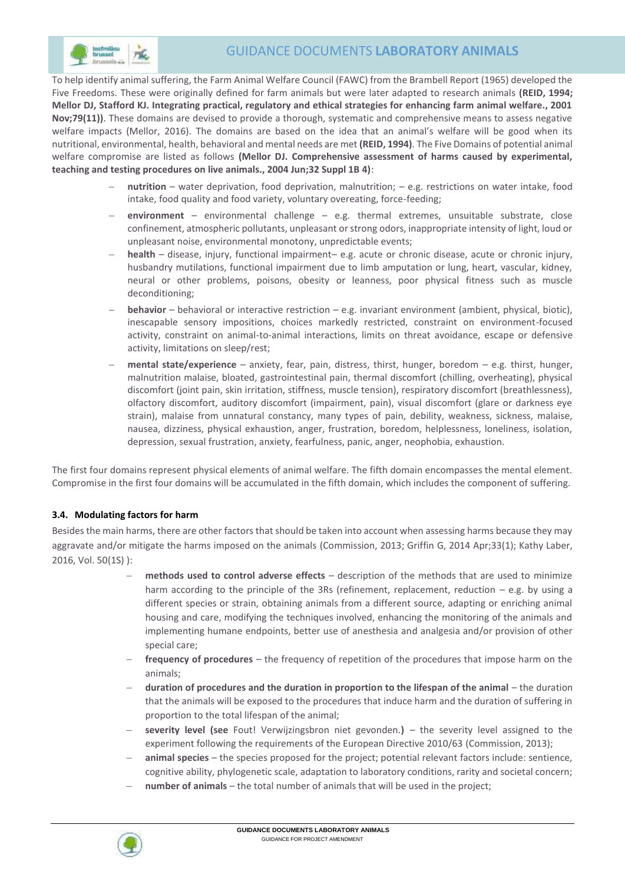To help identify animal suffering, the Farm Animal Welfare Council (FAWC) from the Brambell Report (1965) developed the Five Freedoms. These were originally defined for farm animals but were later adapted to research animals **(REID, 1994; Mellor DJ, Stafford KJ. Integrating practical, regulatory and ethical strategies for enhancing farm animal welfare., 2001 Nov;79(11))**. These domains are devised to provide a thorough, systematic and comprehensive means to assess negative welfare impacts (Mellor, 2016). The domains are based on the idea that an animal's welfare will be good when its nutritional, environmental, health, behavioral and mental needs are met **(REID, 1994)**. The Five Domains of potential animal welfare compromise are listed as follows **(Mellor DJ. Comprehensive assessment of harms caused by experimental, teaching and testing procedures on live animals., 2004 Jun;32 Suppl 1B 4)**:

- **nutrition** – water deprivation, food deprivation, malnutrition; – e.g. restrictions on water intake, food intake, food quality and food variety, voluntary overeating, force-feeding;
- **environment** – environmental challenge – e.g. thermal extremes, unsuitable substrate, close confinement, atmospheric pollutants, unpleasant or strong odors, inappropriate intensity of light, loud or unpleasant noise, environmental monotony, unpredictable events;
- **health** – disease, injury, functional impairment– e.g. acute or chronic disease, acute or chronic injury, husbandry mutilations, functional impairment due to limb amputation or lung, heart, vascular, kidney, neural or other problems, poisons, obesity or leanness, poor physical fitness such as muscle deconditioning;
- **behavior** – behavioral or interactive restriction – e.g. invariant environment (ambient, physical, biotic), inescapable sensory impositions, choices markedly restricted, constraint on environment-focused activity, constraint on animal-to-animal interactions, limits on threat avoidance, escape or defensive activity, limitations on sleep/rest;
- **mental state/experience** – anxiety, fear, pain, distress, thirst, hunger, boredom – e.g. thirst, hunger, malnutrition malaise, bloated, gastrointestinal pain, thermal discomfort (chilling, overheating), physical discomfort (joint pain, skin irritation, stiffness, muscle tension), respiratory discomfort (breathlessness), olfactory discomfort, auditory discomfort (impairment, pain), visual discomfort (glare or darkness eye strain), malaise from unnatural constancy, many types of pain, debility, weakness, sickness, malaise, nausea, dizziness, physical exhaustion, anger, frustration, boredom, helplessness, loneliness, isolation, depression, sexual frustration, anxiety, fearfulness, panic, anger, neophobia, exhaustion.

The first four domains represent physical elements of animal welfare. The fifth domain encompasses the mental element. Compromise in the first four domains will be accumulated in the fifth domain, which includes the component of suffering.

### 3.4. Modulating factors for harm

Besides the main harms, there are other factors that should be taken into account when assessing harms because they may aggravate and/or mitigate the harms imposed on the animals (Commission, 2013; Griffin G, 2014 Apr;33(1); Kathy Laber, 2016, Vol. 50(1S) ):

- **methods used to control adverse effects** – description of the methods that are used to minimize harm according to the principle of the 3Rs (refinement, replacement, reduction – e.g. by using a different species or strain, obtaining animals from a different source, adapting or enriching animal housing and care, modifying the techniques involved, enhancing the monitoring of the animals and implementing humane endpoints, better use of anesthesia and analgesia and/or provision of other special care;
- **frequency of procedures** – the frequency of repetition of the procedures that impose harm on the animals;
- **duration of procedures and the duration in proportion to the lifespan of the animal** – the duration that the animals will be exposed to the procedures that induce harm and the duration of suffering in proportion to the total lifespan of the animal;
- **severity level (see** Fout! Verwijzingsbron niet gevonden.**)** – the severity level assigned to the experiment following the requirements of the European Directive 2010/63 (Commission, 2013);
- **animal species** – the species proposed for the project; potential relevant factors include: sentience, cognitive ability, phylogenetic scale, adaptation to laboratory conditions, rarity and societal concern;
- **number of animals** – the total number of animals that will be used in the project;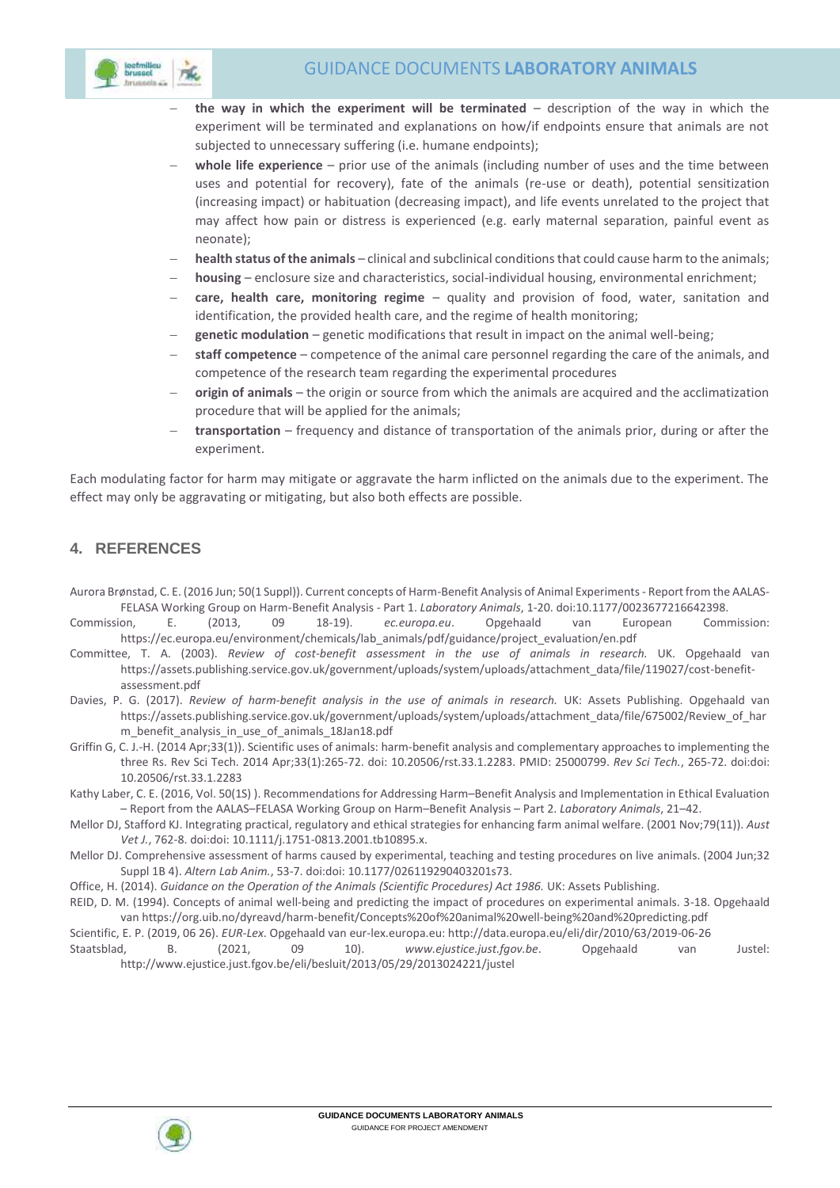- **the way in which the experiment will be terminated** – description of the way in which the experiment will be terminated and explanations on how/if endpoints ensure that animals are not subjected to unnecessary suffering (i.e. humane endpoints);
- **whole life experience** – prior use of the animals (including number of uses and the time between uses and potential for recovery), fate of the animals (re-use or death), potential sensitization (increasing impact) or habituation (decreasing impact), and life events unrelated to the project that may affect how pain or distress is experienced (e.g. early maternal separation, painful event as neonate);
- **health status of the animals** – clinical and subclinical conditions that could cause harm to the animals;
- **housing** – enclosure size and characteristics, social-individual housing, environmental enrichment;
- **care, health care, monitoring regime** – quality and provision of food, water, sanitation and identification, the provided health care, and the regime of health monitoring;
- **genetic modulation** – genetic modifications that result in impact on the animal well-being;
- **staff competence** – competence of the animal care personnel regarding the care of the animals, and competence of the research team regarding the experimental procedures
- **origin of animals** – the origin or source from which the animals are acquired and the acclimatization procedure that will be applied for the animals;
- **transportation** – frequency and distance of transportation of the animals prior, during or after the experiment.

Each modulating factor for harm may mitigate or aggravate the harm inflicted on the animals due to the experiment. The effect may only be aggravating or mitigating, but also both effects are possible.

## 4. REFERENCES

Aurora Brønstad, C. E. (2016 Jun; 50(1 Suppl)). Current concepts of Harm-Benefit Analysis of Animal Experiments - Report from the AALAS-FELASA Working Group on Harm-Benefit Analysis - Part 1. *Laboratory Animals*, 1-20. doi:10.1177/0023677216642398.

Commission, E. (2013, 09 18-19). *ec.europa.eu*. Opgehaald van European Commission: https://ec.europa.eu/environment/chemicals/lab_animals/pdf/guidance/project_evaluation/en.pdf

Committee, T. A. (2003). *Review of cost-benefit assessment in the use of animals in research.* UK. Opgehaald van https://assets.publishing.service.gov.uk/government/uploads/system/uploads/attachment_data/file/119027/cost-benefit-assessment.pdf

Davies, P. G. (2017). *Review of harm-benefit analysis in the use of animals in research.* UK: Assets Publishing. Opgehaald van https://assets.publishing.service.gov.uk/government/uploads/system/uploads/attachment_data/file/675002/Review_of_harm_benefit_analysis_in_use_of_animals_18Jan18.pdf

Griffin G, C. J.-H. (2014 Apr;33(1)). Scientific uses of animals: harm-benefit analysis and complementary approaches to implementing the three Rs. Rev Sci Tech. 2014 Apr;33(1):265-72. doi: 10.20506/rst.33.1.2283. PMID: 25000799. *Rev Sci Tech.*, 265-72. doi:doi: 10.20506/rst.33.1.2283

Kathy Laber, C. E. (2016, Vol. 50(1S) ). Recommendations for Addressing Harm–Benefit Analysis and Implementation in Ethical Evaluation – Report from the AALAS–FELASA Working Group on Harm–Benefit Analysis – Part 2. *Laboratory Animals*, 21–42.

Mellor DJ, Stafford KJ. Integrating practical, regulatory and ethical strategies for enhancing farm animal welfare. (2001 Nov;79(11)). *Aust Vet J.*, 762-8. doi:doi: 10.1111/j.1751-0813.2001.tb10895.x.

Mellor DJ. Comprehensive assessment of harms caused by experimental, teaching and testing procedures on live animals. (2004 Jun;32 Suppl 1B 4). *Altern Lab Anim.*, 53-7. doi:doi: 10.1177/026119290403201s73.

Office, H. (2014). *Guidance on the Operation of the Animals (Scientific Procedures) Act 1986.* UK: Assets Publishing.

REID, D. M. (1994). Concepts of animal well-being and predicting the impact of procedures on experimental animals. 3-18. Opgehaald van https://org.uib.no/dyreavd/harm-benefit/Concepts%20of%20animal%20well-being%20and%20predicting.pdf

Scientific, E. P. (2019, 06 26). *EUR-Lex.* Opgehaald van eur-lex.europa.eu: http://data.europa.eu/eli/dir/2010/63/2019-06-26

Staatsblad, B. (2021, 09 10). *www.ejustice.just.fgov.be*. Opgehaald van Justel: http://www.ejustice.just.fgov.be/eli/besluit/2013/05/29/2013024221/justel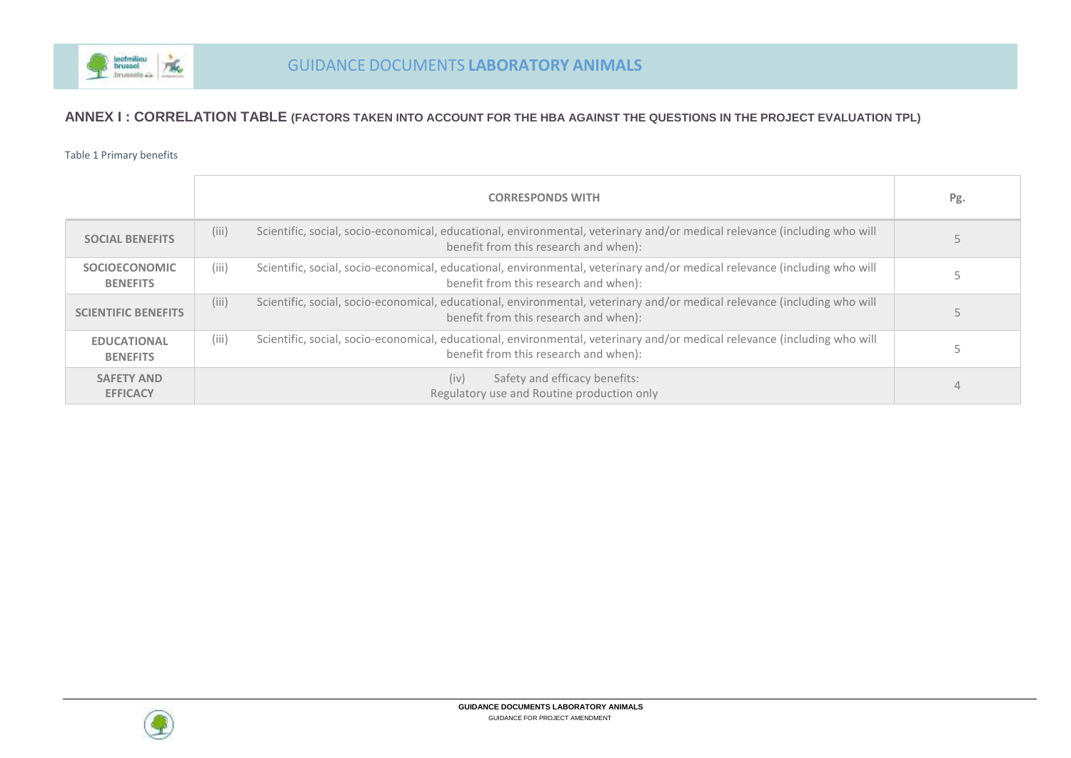## ANNEX I : CORRELATION TABLE (FACTORS TAKEN INTO ACCOUNT FOR THE HBA AGAINST THE QUESTIONS IN THE PROJECT EVALUATION TPL)

Table 1 Primary benefits

| | CORRESPONDS WITH | Pg. |
|---|---|---|
| SOCIAL BENEFITS | (iii) Scientific, social, socio-economical, educational, environmental, veterinary and/or medical relevance (including who will benefit from this research and when): | 5 |
| SOCIOECONOMIC BENEFITS | (iii) Scientific, social, socio-economical, educational, environmental, veterinary and/or medical relevance (including who will benefit from this research and when): | 5 |
| SCIENTIFIC BENEFITS | (iii) Scientific, social, socio-economical, educational, environmental, veterinary and/or medical relevance (including who will benefit from this research and when): | 5 |
| EDUCATIONAL BENEFITS | (iii) Scientific, social, socio-economical, educational, environmental, veterinary and/or medical relevance (including who will benefit from this research and when): | 5 |
| SAFETY AND EFFICACY | (iv) Safety and efficacy benefits: Regulatory use and Routine production only | 4 |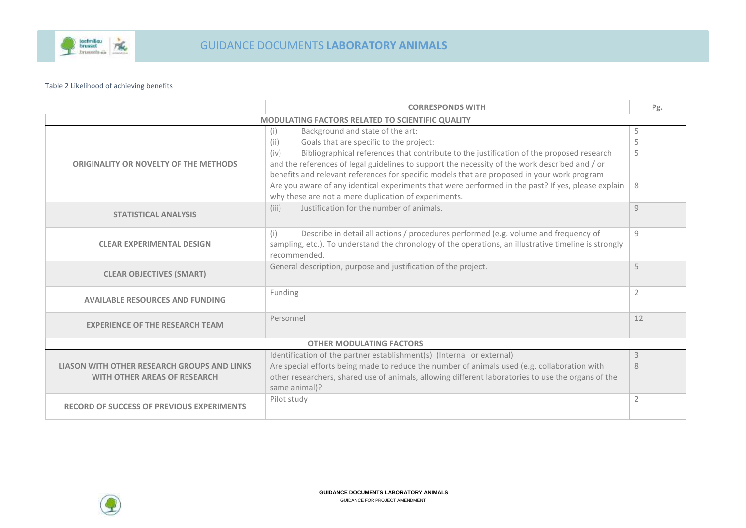Table 2 Likelihood of achieving benefits

| | CORRESPONDS WITH | Pg. |
|---|---|---|
| **MODULATING FACTORS RELATED TO SCIENTIFIC QUALITY** | | |
| **ORIGINALITY OR NOVELTY OF THE METHODS** | (i) Background and state of the art:<br>(ii) Goals that are specific to the project:<br>(iv) Bibliographical references that contribute to the justification of the proposed research and the references of legal guidelines to support the necessity of the work described and / or benefits and relevant references for specific models that are proposed in your work program<br>Are you aware of any identical experiments that were performed in the past? If yes, please explain why these are not a mere duplication of experiments. | 5<br>5<br>5<br><br>8 |
| **STATISTICAL ANALYSIS** | (iii) Justification for the number of animals. | 9 |
| **CLEAR EXPERIMENTAL DESIGN** | (i) Describe in detail all actions / procedures performed (e.g. volume and frequency of sampling, etc.). To understand the chronology of the operations, an illustrative timeline is strongly recommended. | 9 |
| **CLEAR OBJECTIVES (SMART)** | General description, purpose and justification of the project. | 5 |
| **AVAILABLE RESOURCES AND FUNDING** | Funding | 2 |
| **EXPERIENCE OF THE RESEARCH TEAM** | Personnel | 12 |
| **OTHER MODULATING FACTORS** | | |
| **LIASON WITH OTHER RESEARCH GROUPS AND LINKS WITH OTHER AREAS OF RESEARCH** | Identification of the partner establishment(s) (Internal or external)<br>Are special efforts being made to reduce the number of animals used (e.g. collaboration with other researchers, shared use of animals, allowing different laboratories to use the organs of the same animal)? | 3<br>8 |
| **RECORD OF SUCCESS OF PREVIOUS EXPERIMENTS** | Pilot study | 2 |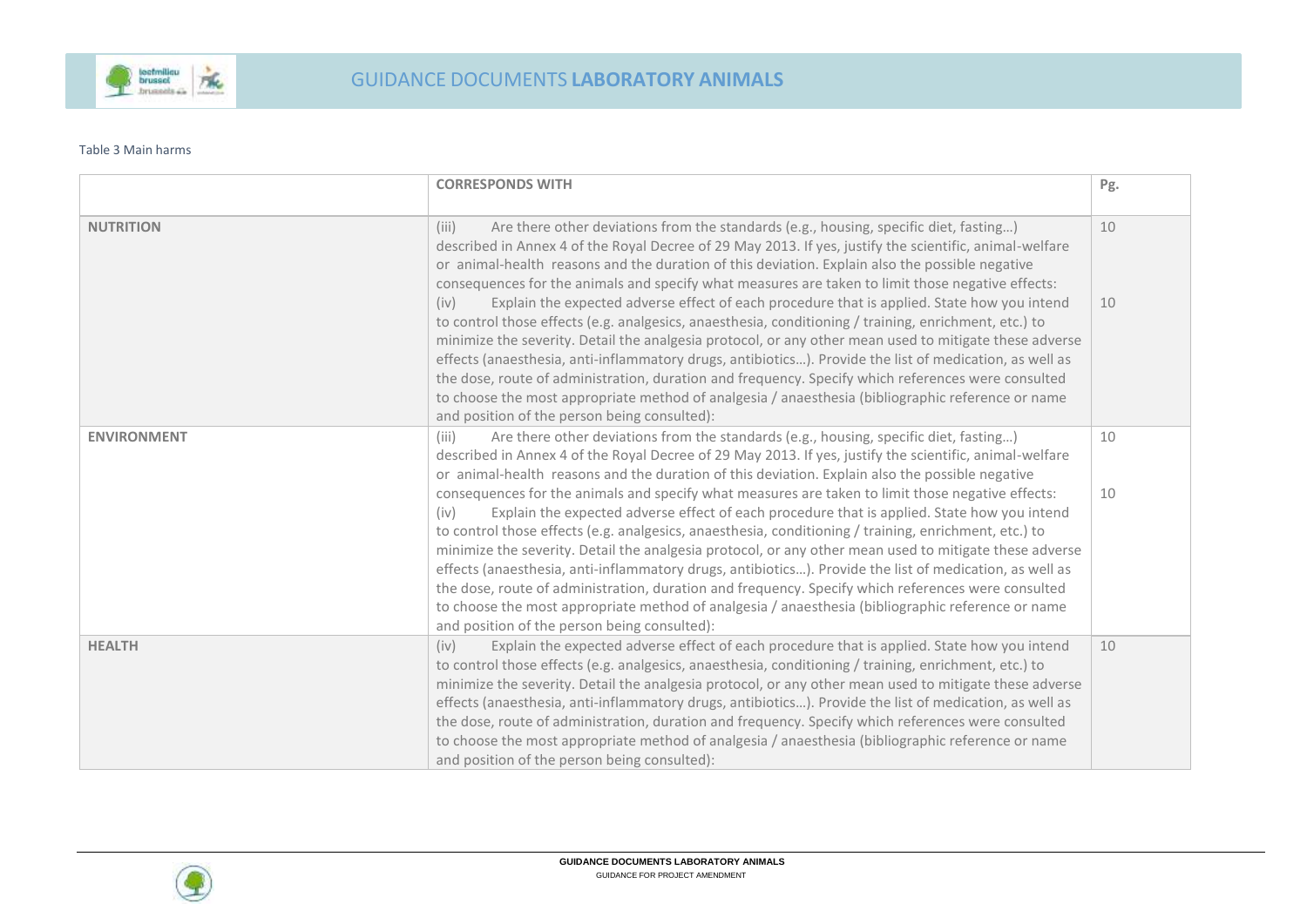Table 3 Main harms

| | CORRESPONDS WITH | Pg. |
|---|---|---|
| **NUTRITION** | (iii) Are there other deviations from the standards (e.g., housing, specific diet, fasting…) described in Annex 4 of the Royal Decree of 29 May 2013. If yes, justify the scientific, animal-welfare or animal-health reasons and the duration of this deviation. Explain also the possible negative consequences for the animals and specify what measures are taken to limit those negative effects:<br>(iv) Explain the expected adverse effect of each procedure that is applied. State how you intend to control those effects (e.g. analgesics, anaesthesia, conditioning / training, enrichment, etc.) to minimize the severity. Detail the analgesia protocol, or any other mean used to mitigate these adverse effects (anaesthesia, anti-inflammatory drugs, antibiotics…). Provide the list of medication, as well as the dose, route of administration, duration and frequency. Specify which references were consulted to choose the most appropriate method of analgesia / anaesthesia (bibliographic reference or name and position of the person being consulted): | 10<br><br>10 |
| **ENVIRONMENT** | (iii) Are there other deviations from the standards (e.g., housing, specific diet, fasting…) described in Annex 4 of the Royal Decree of 29 May 2013. If yes, justify the scientific, animal-welfare or animal-health reasons and the duration of this deviation. Explain also the possible negative consequences for the animals and specify what measures are taken to limit those negative effects:<br>(iv) Explain the expected adverse effect of each procedure that is applied. State how you intend to control those effects (e.g. analgesics, anaesthesia, conditioning / training, enrichment, etc.) to minimize the severity. Detail the analgesia protocol, or any other mean used to mitigate these adverse effects (anaesthesia, anti-inflammatory drugs, antibiotics…). Provide the list of medication, as well as the dose, route of administration, duration and frequency. Specify which references were consulted to choose the most appropriate method of analgesia / anaesthesia (bibliographic reference or name and position of the person being consulted): | 10<br><br>10 |
| **HEALTH** | (iv) Explain the expected adverse effect of each procedure that is applied. State how you intend to control those effects (e.g. analgesics, anaesthesia, conditioning / training, enrichment, etc.) to minimize the severity. Detail the analgesia protocol, or any other mean used to mitigate these adverse effects (anaesthesia, anti-inflammatory drugs, antibiotics…). Provide the list of medication, as well as the dose, route of administration, duration and frequency. Specify which references were consulted to choose the most appropriate method of analgesia / anaesthesia (bibliographic reference or name and position of the person being consulted): | 10 |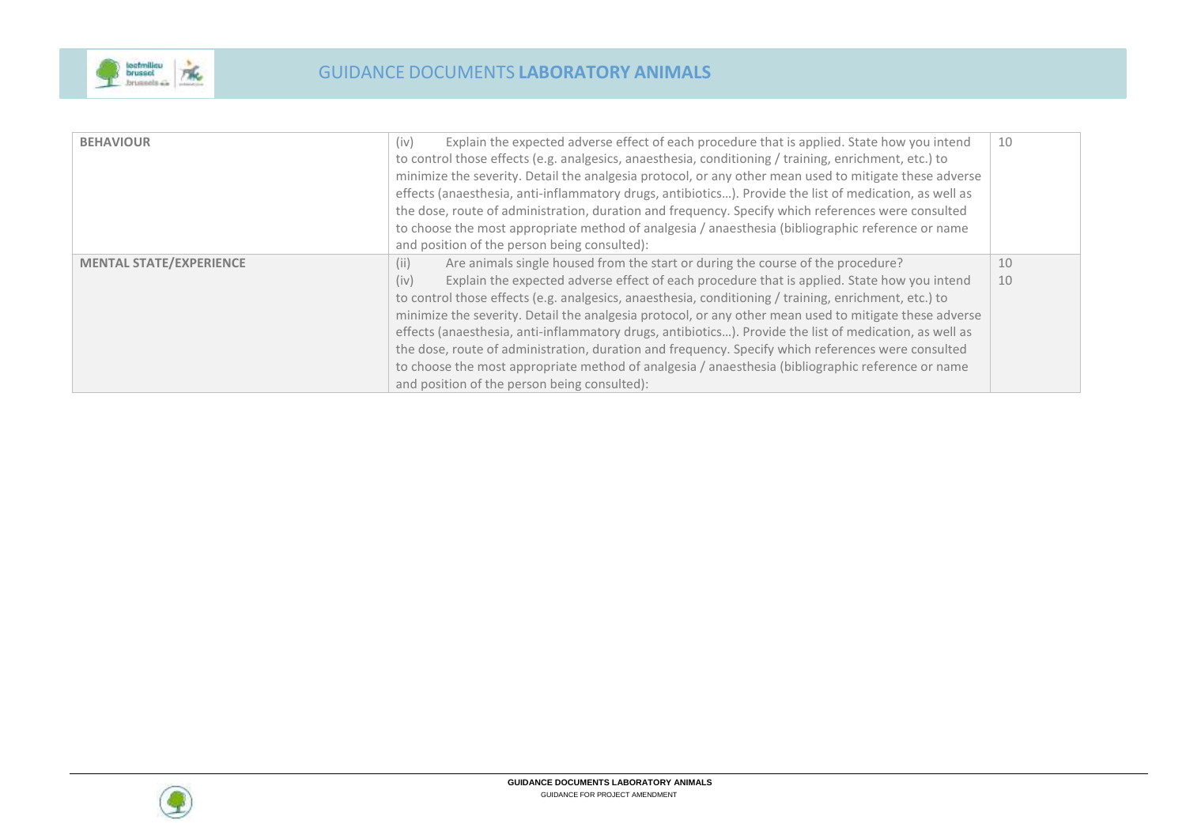| | | |
|---|---|---|
| **BEHAVIOUR** | (iv) Explain the expected adverse effect of each procedure that is applied. State how you intend to control those effects (e.g. analgesics, anaesthesia, conditioning / training, enrichment, etc.) to minimize the severity. Detail the analgesia protocol, or any other mean used to mitigate these adverse effects (anaesthesia, anti-inflammatory drugs, antibiotics…). Provide the list of medication, as well as the dose, route of administration, duration and frequency. Specify which references were consulted to choose the most appropriate method of analgesia / anaesthesia (bibliographic reference or name and position of the person being consulted): | 10 |
| **MENTAL STATE/EXPERIENCE** | (ii) Are animals single housed from the start or during the course of the procedure?<br>(iv) Explain the expected adverse effect of each procedure that is applied. State how you intend to control those effects (e.g. analgesics, anaesthesia, conditioning / training, enrichment, etc.) to minimize the severity. Detail the analgesia protocol, or any other mean used to mitigate these adverse effects (anaesthesia, anti-inflammatory drugs, antibiotics…). Provide the list of medication, as well as the dose, route of administration, duration and frequency. Specify which references were consulted to choose the most appropriate method of analgesia / anaesthesia (bibliographic reference or name and position of the person being consulted): | 10<br>10 |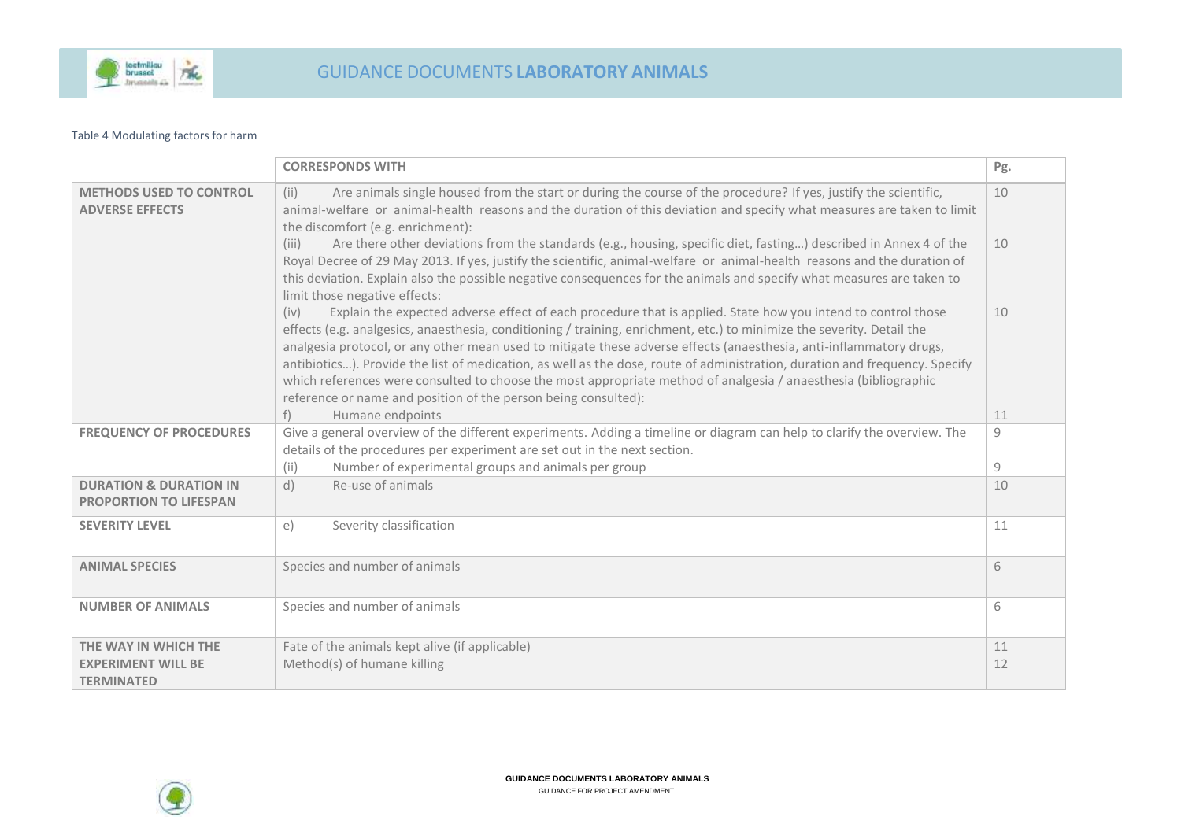Table 4 Modulating factors for harm

| | CORRESPONDS WITH | Pg. |
|---|---|---|
| **METHODS USED TO CONTROL ADVERSE EFFECTS** | (ii) Are animals single housed from the start or during the course of the procedure? If yes, justify the scientific, animal-welfare or animal-health reasons and the duration of this deviation and specify what measures are taken to limit the discomfort (e.g. enrichment):<br>(iii) Are there other deviations from the standards (e.g., housing, specific diet, fasting…) described in Annex 4 of the Royal Decree of 29 May 2013. If yes, justify the scientific, animal-welfare or animal-health reasons and the duration of this deviation. Explain also the possible negative consequences for the animals and specify what measures are taken to limit those negative effects:<br>(iv) Explain the expected adverse effect of each procedure that is applied. State how you intend to control those effects (e.g. analgesics, anaesthesia, conditioning / training, enrichment, etc.) to minimize the severity. Detail the analgesia protocol, or any other mean used to mitigate these adverse effects (anaesthesia, anti-inflammatory drugs, antibiotics…). Provide the list of medication, as well as the dose, route of administration, duration and frequency. Specify which references were consulted to choose the most appropriate method of analgesia / anaesthesia (bibliographic reference or name and position of the person being consulted):<br>f) Humane endpoints | 10<br>10<br>10<br>11 |
| **FREQUENCY OF PROCEDURES** | Give a general overview of the different experiments. Adding a timeline or diagram can help to clarify the overview. The details of the procedures per experiment are set out in the next section.<br>(ii) Number of experimental groups and animals per group | 9<br>9 |
| **DURATION & DURATION IN PROPORTION TO LIFESPAN** | d) Re-use of animals | 10 |
| **SEVERITY LEVEL** | e) Severity classification | 11 |
| **ANIMAL SPECIES** | Species and number of animals | 6 |
| **NUMBER OF ANIMALS** | Species and number of animals | 6 |
| **THE WAY IN WHICH THE EXPERIMENT WILL BE TERMINATED** | Fate of the animals kept alive (if applicable)<br>Method(s) of humane killing | 11<br>12 |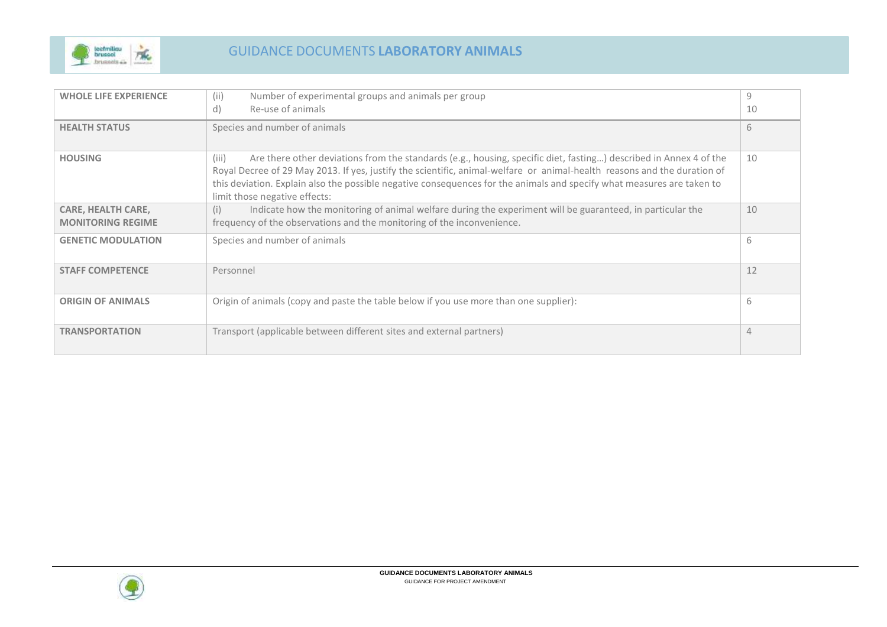| **WHOLE LIFE EXPERIENCE** | (ii) Number of experimental groups and animals per group<br>d) Re-use of animals | 9<br>10 |
|---|---|---|
| **HEALTH STATUS** | Species and number of animals | 6 |
| **HOUSING** | (iii) Are there other deviations from the standards (e.g., housing, specific diet, fasting…) described in Annex 4 of the Royal Decree of 29 May 2013. If yes, justify the scientific, animal-welfare or animal-health reasons and the duration of this deviation. Explain also the possible negative consequences for the animals and specify what measures are taken to limit those negative effects: | 10 |
| **CARE, HEALTH CARE, MONITORING REGIME** | (i) Indicate how the monitoring of animal welfare during the experiment will be guaranteed, in particular the frequency of the observations and the monitoring of the inconvenience. | 10 |
| **GENETIC MODULATION** | Species and number of animals | 6 |
| **STAFF COMPETENCE** | Personnel | 12 |
| **ORIGIN OF ANIMALS** | Origin of animals (copy and paste the table below if you use more than one supplier): | 6 |
| **TRANSPORTATION** | Transport (applicable between different sites and external partners) | 4 |